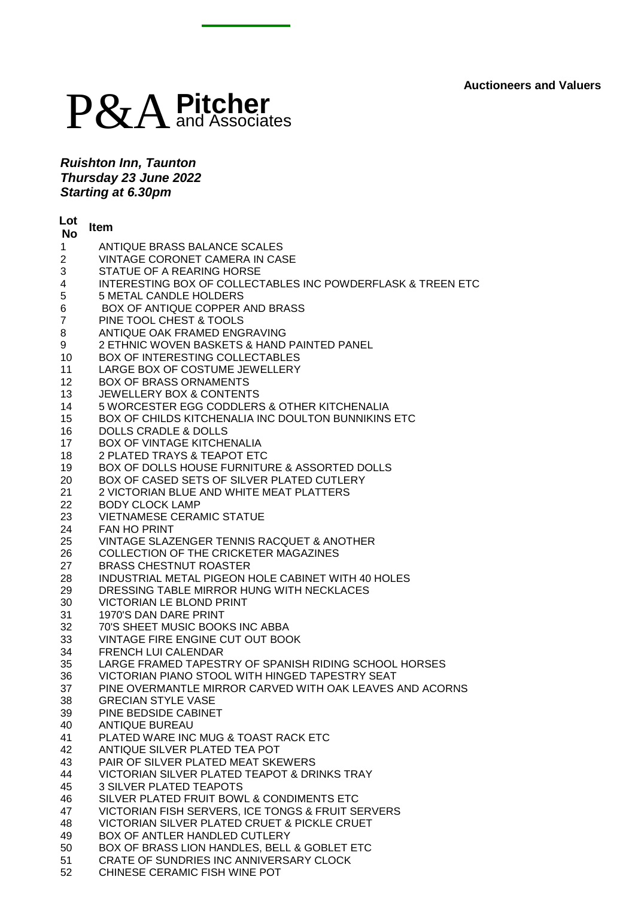Auctioneers and Valuers

# P&A Pitcher and Associates

***Ruishton Inn, Taunton***
***Thursday 23 June 2022***
***Starting at 6.30pm***

| Lot No | Item |
|---|---|
| 1 | ANTIQUE BRASS BALANCE SCALES |
| 2 | VINTAGE CORONET CAMERA IN CASE |
| 3 | STATUE OF A REARING HORSE |
| 4 | INTERESTING BOX OF COLLECTABLES INC POWDERFLASK & TREEN ETC |
| 5 | 5 METAL CANDLE HOLDERS |
| 6 | BOX OF ANTIQUE COPPER AND BRASS |
| 7 | PINE TOOL CHEST & TOOLS |
| 8 | ANTIQUE OAK FRAMED ENGRAVING |
| 9 | 2 ETHNIC WOVEN BASKETS & HAND PAINTED PANEL |
| 10 | BOX OF INTERESTING COLLECTABLES |
| 11 | LARGE BOX OF COSTUME JEWELLERY |
| 12 | BOX OF BRASS ORNAMENTS |
| 13 | JEWELLERY BOX & CONTENTS |
| 14 | 5 WORCESTER EGG CODDLERS & OTHER KITCHENALIA |
| 15 | BOX OF CHILDS KITCHENALIA INC DOULTON BUNNIKINS ETC |
| 16 | DOLLS CRADLE & DOLLS |
| 17 | BOX OF VINTAGE KITCHENALIA |
| 18 | 2 PLATED TRAYS & TEAPOT ETC |
| 19 | BOX OF DOLLS HOUSE FURNITURE & ASSORTED DOLLS |
| 20 | BOX OF CASED SETS OF SILVER PLATED CUTLERY |
| 21 | 2 VICTORIAN BLUE AND WHITE MEAT PLATTERS |
| 22 | BODY CLOCK LAMP |
| 23 | VIETNAMESE CERAMIC STATUE |
| 24 | FAN HO PRINT |
| 25 | VINTAGE SLAZENGER TENNIS RACQUET & ANOTHER |
| 26 | COLLECTION OF THE CRICKETER MAGAZINES |
| 27 | BRASS CHESTNUT ROASTER |
| 28 | INDUSTRIAL METAL PIGEON HOLE CABINET WITH 40 HOLES |
| 29 | DRESSING TABLE MIRROR HUNG WITH NECKLACES |
| 30 | VICTORIAN LE BLOND PRINT |
| 31 | 1970'S DAN DARE PRINT |
| 32 | 70'S SHEET MUSIC BOOKS INC ABBA |
| 33 | VINTAGE FIRE ENGINE CUT OUT BOOK |
| 34 | FRENCH LUI CALENDAR |
| 35 | LARGE FRAMED TAPESTRY OF SPANISH RIDING SCHOOL HORSES |
| 36 | VICTORIAN PIANO STOOL WITH HINGED TAPESTRY SEAT |
| 37 | PINE OVERMANTLE MIRROR CARVED WITH OAK LEAVES AND ACORNS |
| 38 | GRECIAN STYLE VASE |
| 39 | PINE BEDSIDE CABINET |
| 40 | ANTIQUE BUREAU |
| 41 | PLATED WARE INC MUG & TOAST RACK ETC |
| 42 | ANTIQUE SILVER PLATED TEA POT |
| 43 | PAIR OF SILVER PLATED MEAT SKEWERS |
| 44 | VICTORIAN SILVER PLATED TEAPOT & DRINKS TRAY |
| 45 | 3 SILVER PLATED TEAPOTS |
| 46 | SILVER PLATED FRUIT BOWL & CONDIMENTS ETC |
| 47 | VICTORIAN FISH SERVERS, ICE TONGS & FRUIT SERVERS |
| 48 | VICTORIAN SILVER PLATED CRUET & PICKLE CRUET |
| 49 | BOX OF ANTLER HANDLED CUTLERY |
| 50 | BOX OF BRASS LION HANDLES, BELL & GOBLET ETC |
| 51 | CRATE OF SUNDRIES INC ANNIVERSARY CLOCK |
| 52 | CHINESE CERAMIC FISH WINE POT |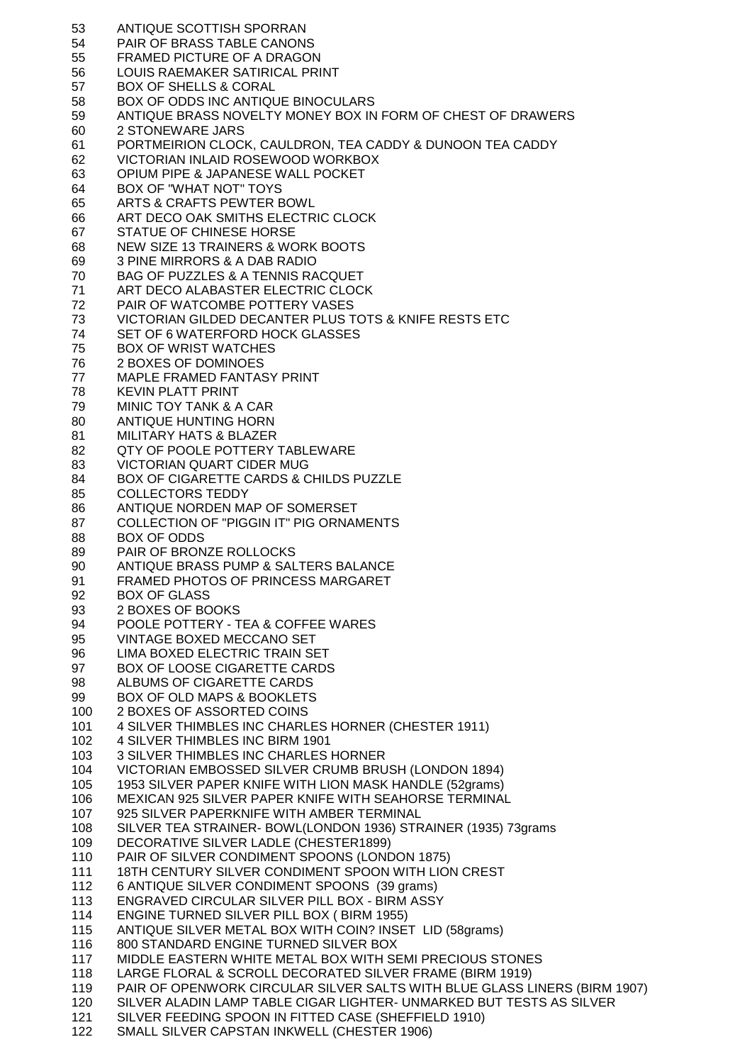53 ANTIQUE SCOTTISH SPORRAN
54 PAIR OF BRASS TABLE CANONS
55 FRAMED PICTURE OF A DRAGON
56 LOUIS RAEMAKER SATIRICAL PRINT
57 BOX OF SHELLS & CORAL
58 BOX OF ODDS INC ANTIQUE BINOCULARS
59 ANTIQUE BRASS NOVELTY MONEY BOX IN FORM OF CHEST OF DRAWERS
60 2 STONEWARE JARS
61 PORTMEIRION CLOCK, CAULDRON, TEA CADDY & DUNOON TEA CADDY
62 VICTORIAN INLAID ROSEWOOD WORKBOX
63 OPIUM PIPE & JAPANESE WALL POCKET
64 BOX OF "WHAT NOT" TOYS
65 ARTS & CRAFTS PEWTER BOWL
66 ART DECO OAK SMITHS ELECTRIC CLOCK
67 STATUE OF CHINESE HORSE
68 NEW SIZE 13 TRAINERS & WORK BOOTS
69 3 PINE MIRRORS & A DAB RADIO
70 BAG OF PUZZLES & A TENNIS RACQUET
71 ART DECO ALABASTER ELECTRIC CLOCK
72 PAIR OF WATCOMBE POTTERY VASES
73 VICTORIAN GILDED DECANTER PLUS TOTS & KNIFE RESTS ETC
74 SET OF 6 WATERFORD HOCK GLASSES
75 BOX OF WRIST WATCHES
76 2 BOXES OF DOMINOES
77 MAPLE FRAMED FANTASY PRINT
78 KEVIN PLATT PRINT
79 MINIC TOY TANK & A CAR
80 ANTIQUE HUNTING HORN
81 MILITARY HATS & BLAZER
82 QTY OF POOLE POTTERY TABLEWARE
83 VICTORIAN QUART CIDER MUG
84 BOX OF CIGARETTE CARDS & CHILDS PUZZLE
85 COLLECTORS TEDDY
86 ANTIQUE NORDEN MAP OF SOMERSET
87 COLLECTION OF "PIGGIN IT" PIG ORNAMENTS
88 BOX OF ODDS
89 PAIR OF BRONZE ROLLOCKS
90 ANTIQUE BRASS PUMP & SALTERS BALANCE
91 FRAMED PHOTOS OF PRINCESS MARGARET
92 BOX OF GLASS
93 2 BOXES OF BOOKS
94 POOLE POTTERY - TEA & COFFEE WARES
95 VINTAGE BOXED MECCANO SET
96 LIMA BOXED ELECTRIC TRAIN SET
97 BOX OF LOOSE CIGARETTE CARDS
98 ALBUMS OF CIGARETTE CARDS
99 BOX OF OLD MAPS & BOOKLETS
100 2 BOXES OF ASSORTED COINS
101 4 SILVER THIMBLES INC CHARLES HORNER (CHESTER 1911)
102 4 SILVER THIMBLES INC BIRM 1901
103 3 SILVER THIMBLES INC CHARLES HORNER
104 VICTORIAN EMBOSSED SILVER CRUMB BRUSH (LONDON 1894)
105 1953 SILVER PAPER KNIFE WITH LION MASK HANDLE (52grams)
106 MEXICAN 925 SILVER PAPER KNIFE WITH SEAHORSE TERMINAL
107 925 SILVER PAPERKNIFE WITH AMBER TERMINAL
108 SILVER TEA STRAINER- BOWL(LONDON 1936) STRAINER (1935) 73grams
109 DECORATIVE SILVER LADLE (CHESTER1899)
110 PAIR OF SILVER CONDIMENT SPOONS (LONDON 1875)
111 18TH CENTURY SILVER CONDIMENT SPOON WITH LION CREST
112 6 ANTIQUE SILVER CONDIMENT SPOONS (39 grams)
113 ENGRAVED CIRCULAR SILVER PILL BOX - BIRM ASSY
114 ENGINE TURNED SILVER PILL BOX ( BIRM 1955)
115 ANTIQUE SILVER METAL BOX WITH COIN? INSET LID (58grams)
116 800 STANDARD ENGINE TURNED SILVER BOX
117 MIDDLE EASTERN WHITE METAL BOX WITH SEMI PRECIOUS STONES
118 LARGE FLORAL & SCROLL DECORATED SILVER FRAME (BIRM 1919)
119 PAIR OF OPENWORK CIRCULAR SILVER SALTS WITH BLUE GLASS LINERS (BIRM 1907)
120 SILVER ALADIN LAMP TABLE CIGAR LIGHTER- UNMARKED BUT TESTS AS SILVER
121 SILVER FEEDING SPOON IN FITTED CASE (SHEFFIELD 1910)
122 SMALL SILVER CAPSTAN INKWELL (CHESTER 1906)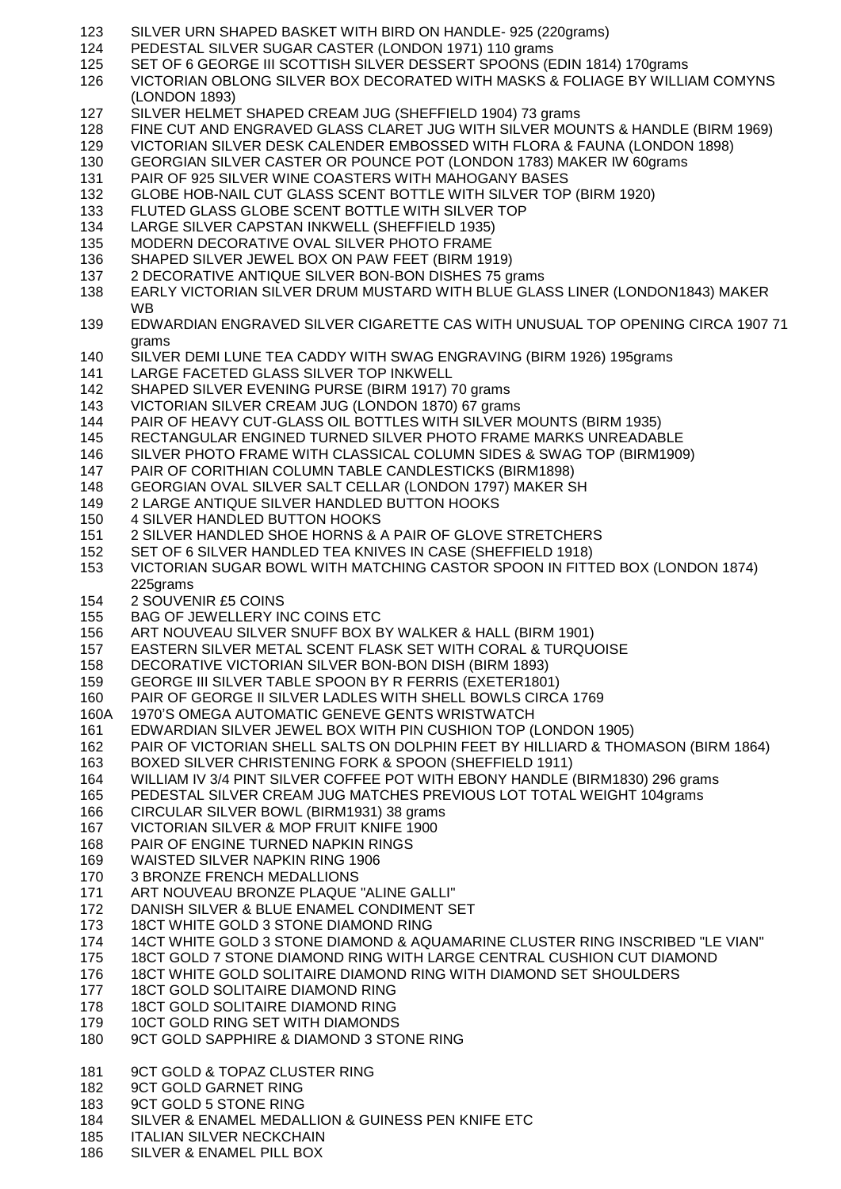123 SILVER URN SHAPED BASKET WITH BIRD ON HANDLE- 925 (220grams)
124 PEDESTAL SILVER SUGAR CASTER (LONDON 1971) 110 grams
125 SET OF 6 GEORGE III SCOTTISH SILVER DESSERT SPOONS (EDIN 1814) 170grams
126 VICTORIAN OBLONG SILVER BOX DECORATED WITH MASKS & FOLIAGE BY WILLIAM COMYNS (LONDON 1893)
127 SILVER HELMET SHAPED CREAM JUG (SHEFFIELD 1904) 73 grams
128 FINE CUT AND ENGRAVED GLASS CLARET JUG WITH SILVER MOUNTS & HANDLE (BIRM 1969)
129 VICTORIAN SILVER DESK CALENDER EMBOSSED WITH FLORA & FAUNA (LONDON 1898)
130 GEORGIAN SILVER CASTER OR POUNCE POT (LONDON 1783) MAKER IW 60grams
131 PAIR OF 925 SILVER WINE COASTERS WITH MAHOGANY BASES
132 GLOBE HOB-NAIL CUT GLASS SCENT BOTTLE WITH SILVER TOP (BIRM 1920)
133 FLUTED GLASS GLOBE SCENT BOTTLE WITH SILVER TOP
134 LARGE SILVER CAPSTAN INKWELL (SHEFFIELD 1935)
135 MODERN DECORATIVE OVAL SILVER PHOTO FRAME
136 SHAPED SILVER JEWEL BOX ON PAW FEET (BIRM 1919)
137 2 DECORATIVE ANTIQUE SILVER BON-BON DISHES 75 grams
138 EARLY VICTORIAN SILVER DRUM MUSTARD WITH BLUE GLASS LINER (LONDON1843) MAKER WB
139 EDWARDIAN ENGRAVED SILVER CIGARETTE CAS WITH UNUSUAL TOP OPENING CIRCA 1907 71 grams
140 SILVER DEMI LUNE TEA CADDY WITH SWAG ENGRAVING (BIRM 1926) 195grams
141 LARGE FACETED GLASS SILVER TOP INKWELL
142 SHAPED SILVER EVENING PURSE (BIRM 1917) 70 grams
143 VICTORIAN SILVER CREAM JUG (LONDON 1870) 67 grams
144 PAIR OF HEAVY CUT-GLASS OIL BOTTLES WITH SILVER MOUNTS (BIRM 1935)
145 RECTANGULAR ENGINED TURNED SILVER PHOTO FRAME MARKS UNREADABLE
146 SILVER PHOTO FRAME WITH CLASSICAL COLUMN SIDES & SWAG TOP (BIRM1909)
147 PAIR OF CORITHIAN COLUMN TABLE CANDLESTICKS (BIRM1898)
148 GEORGIAN OVAL SILVER SALT CELLAR (LONDON 1797) MAKER SH
149 2 LARGE ANTIQUE SILVER HANDLED BUTTON HOOKS
150 4 SILVER HANDLED BUTTON HOOKS
151 2 SILVER HANDLED SHOE HORNS & A PAIR OF GLOVE STRETCHERS
152 SET OF 6 SILVER HANDLED TEA KNIVES IN CASE (SHEFFIELD 1918)
153 VICTORIAN SUGAR BOWL WITH MATCHING CASTOR SPOON IN FITTED BOX (LONDON 1874) 225grams
154 2 SOUVENIR £5 COINS
155 BAG OF JEWELLERY INC COINS ETC
156 ART NOUVEAU SILVER SNUFF BOX BY WALKER & HALL (BIRM 1901)
157 EASTERN SILVER METAL SCENT FLASK SET WITH CORAL & TURQUOISE
158 DECORATIVE VICTORIAN SILVER BON-BON DISH (BIRM 1893)
159 GEORGE III SILVER TABLE SPOON BY R FERRIS (EXETER1801)
160 PAIR OF GEORGE II SILVER LADLES WITH SHELL BOWLS CIRCA 1769
160A 1970'S OMEGA AUTOMATIC GENEVE GENTS WRISTWATCH
161 EDWARDIAN SILVER JEWEL BOX WITH PIN CUSHION TOP (LONDON 1905)
162 PAIR OF VICTORIAN SHELL SALTS ON DOLPHIN FEET BY HILLIARD & THOMASON (BIRM 1864)
163 BOXED SILVER CHRISTENING FORK & SPOON (SHEFFIELD 1911)
164 WILLIAM IV 3/4 PINT SILVER COFFEE POT WITH EBONY HANDLE (BIRM1830) 296 grams
165 PEDESTAL SILVER CREAM JUG MATCHES PREVIOUS LOT TOTAL WEIGHT 104grams
166 CIRCULAR SILVER BOWL (BIRM1931) 38 grams
167 VICTORIAN SILVER & MOP FRUIT KNIFE 1900
168 PAIR OF ENGINE TURNED NAPKIN RINGS
169 WAISTED SILVER NAPKIN RING 1906
170 3 BRONZE FRENCH MEDALLIONS
171 ART NOUVEAU BRONZE PLAQUE "ALINE GALLI"
172 DANISH SILVER & BLUE ENAMEL CONDIMENT SET
173 18CT WHITE GOLD 3 STONE DIAMOND RING
174 14CT WHITE GOLD 3 STONE DIAMOND & AQUAMARINE CLUSTER RING INSCRIBED "LE VIAN"
175 18CT GOLD 7 STONE DIAMOND RING WITH LARGE CENTRAL CUSHION CUT DIAMOND
176 18CT WHITE GOLD SOLITAIRE DIAMOND RING WITH DIAMOND SET SHOULDERS
177 18CT GOLD SOLITAIRE DIAMOND RING
178 18CT GOLD SOLITAIRE DIAMOND RING
179 10CT GOLD RING SET WITH DIAMONDS
180 9CT GOLD SAPPHIRE & DIAMOND 3 STONE RING
181 9CT GOLD & TOPAZ CLUSTER RING
182 9CT GOLD GARNET RING
183 9CT GOLD 5 STONE RING
184 SILVER & ENAMEL MEDALLION & GUINESS PEN KNIFE ETC
185 ITALIAN SILVER NECKCHAIN
186 SILVER & ENAMEL PILL BOX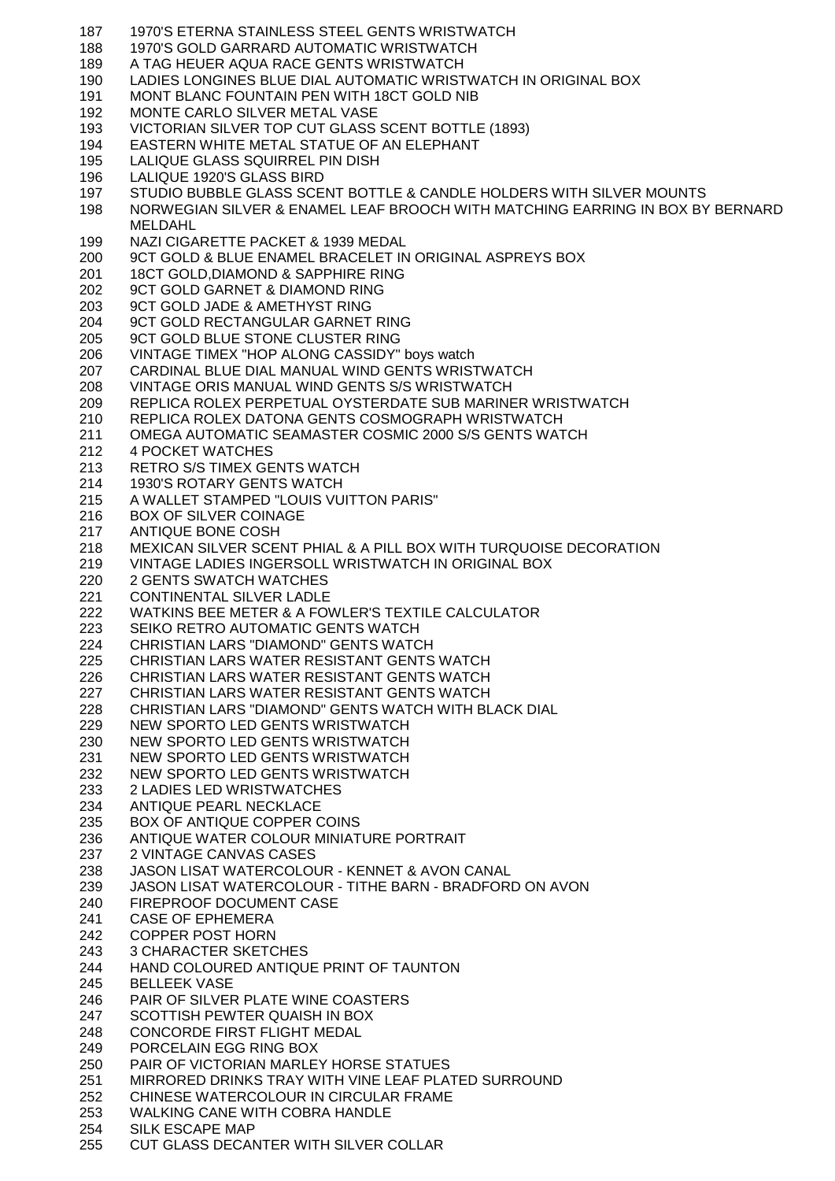| | |
|---|---|
| 187 | 1970'S ETERNA STAINLESS STEEL GENTS WRISTWATCH |
| 188 | 1970'S GOLD GARRARD AUTOMATIC WRISTWATCH |
| 189 | A TAG HEUER AQUA RACE GENTS WRISTWATCH |
| 190 | LADIES LONGINES BLUE DIAL AUTOMATIC WRISTWATCH IN ORIGINAL BOX |
| 191 | MONT BLANC FOUNTAIN PEN WITH 18CT GOLD NIB |
| 192 | MONTE CARLO SILVER METAL VASE |
| 193 | VICTORIAN SILVER TOP CUT GLASS SCENT BOTTLE (1893) |
| 194 | EASTERN WHITE METAL STATUE OF AN ELEPHANT |
| 195 | LALIQUE GLASS SQUIRREL PIN DISH |
| 196 | LALIQUE 1920'S GLASS BIRD |
| 197 | STUDIO BUBBLE GLASS SCENT BOTTLE & CANDLE HOLDERS WITH SILVER MOUNTS |
| 198 | NORWEGIAN SILVER & ENAMEL LEAF BROOCH WITH MATCHING EARRING IN BOX BY BERNARD MELDAHL |
| 199 | NAZI CIGARETTE PACKET & 1939 MEDAL |
| 200 | 9CT GOLD & BLUE ENAMEL BRACELET IN ORIGINAL ASPREYS BOX |
| 201 | 18CT GOLD,DIAMOND & SAPPHIRE RING |
| 202 | 9CT GOLD GARNET & DIAMOND RING |
| 203 | 9CT GOLD JADE & AMETHYST RING |
| 204 | 9CT GOLD RECTANGULAR GARNET RING |
| 205 | 9CT GOLD BLUE STONE CLUSTER RING |
| 206 | VINTAGE TIMEX "HOP ALONG CASSIDY" boys watch |
| 207 | CARDINAL BLUE DIAL MANUAL WIND GENTS WRISTWATCH |
| 208 | VINTAGE ORIS MANUAL WIND GENTS S/S WRISTWATCH |
| 209 | REPLICA ROLEX PERPETUAL OYSTERDATE SUB MARINER WRISTWATCH |
| 210 | REPLICA ROLEX DATONA GENTS COSMOGRAPH WRISTWATCH |
| 211 | OMEGA AUTOMATIC SEAMASTER COSMIC 2000 S/S GENTS WATCH |
| 212 | 4 POCKET WATCHES |
| 213 | RETRO S/S TIMEX GENTS WATCH |
| 214 | 1930'S ROTARY GENTS WATCH |
| 215 | A WALLET STAMPED "LOUIS VUITTON PARIS" |
| 216 | BOX OF SILVER COINAGE |
| 217 | ANTIQUE BONE COSH |
| 218 | MEXICAN SILVER SCENT PHIAL & A PILL BOX WITH TURQUOISE DECORATION |
| 219 | VINTAGE LADIES INGERSOLL WRISTWATCH IN ORIGINAL BOX |
| 220 | 2 GENTS SWATCH WATCHES |
| 221 | CONTINENTAL SILVER LADLE |
| 222 | WATKINS BEE METER & A FOWLER'S TEXTILE CALCULATOR |
| 223 | SEIKO RETRO AUTOMATIC GENTS WATCH |
| 224 | CHRISTIAN LARS "DIAMOND" GENTS WATCH |
| 225 | CHRISTIAN LARS WATER RESISTANT GENTS WATCH |
| 226 | CHRISTIAN LARS WATER RESISTANT GENTS WATCH |
| 227 | CHRISTIAN LARS WATER RESISTANT GENTS WATCH |
| 228 | CHRISTIAN LARS "DIAMOND" GENTS WATCH WITH BLACK DIAL |
| 229 | NEW SPORTO LED GENTS WRISTWATCH |
| 230 | NEW SPORTO LED GENTS WRISTWATCH |
| 231 | NEW SPORTO LED GENTS WRISTWATCH |
| 232 | NEW SPORTO LED GENTS WRISTWATCH |
| 233 | 2 LADIES LED WRISTWATCHES |
| 234 | ANTIQUE PEARL NECKLACE |
| 235 | BOX OF ANTIQUE COPPER COINS |
| 236 | ANTIQUE WATER COLOUR MINIATURE PORTRAIT |
| 237 | 2 VINTAGE CANVAS CASES |
| 238 | JASON LISAT WATERCOLOUR - KENNET & AVON CANAL |
| 239 | JASON LISAT WATERCOLOUR - TITHE BARN - BRADFORD ON AVON |
| 240 | FIREPROOF DOCUMENT CASE |
| 241 | CASE OF EPHEMERA |
| 242 | COPPER POST HORN |
| 243 | 3 CHARACTER SKETCHES |
| 244 | HAND COLOURED ANTIQUE PRINT OF TAUNTON |
| 245 | BELLEEK VASE |
| 246 | PAIR OF SILVER PLATE WINE COASTERS |
| 247 | SCOTTISH PEWTER QUAISH IN BOX |
| 248 | CONCORDE FIRST FLIGHT MEDAL |
| 249 | PORCELAIN EGG RING BOX |
| 250 | PAIR OF VICTORIAN MARLEY HORSE STATUES |
| 251 | MIRRORED DRINKS TRAY WITH VINE LEAF PLATED SURROUND |
| 252 | CHINESE WATERCOLOUR IN CIRCULAR FRAME |
| 253 | WALKING CANE WITH COBRA HANDLE |
| 254 | SILK ESCAPE MAP |
| 255 | CUT GLASS DECANTER WITH SILVER COLLAR |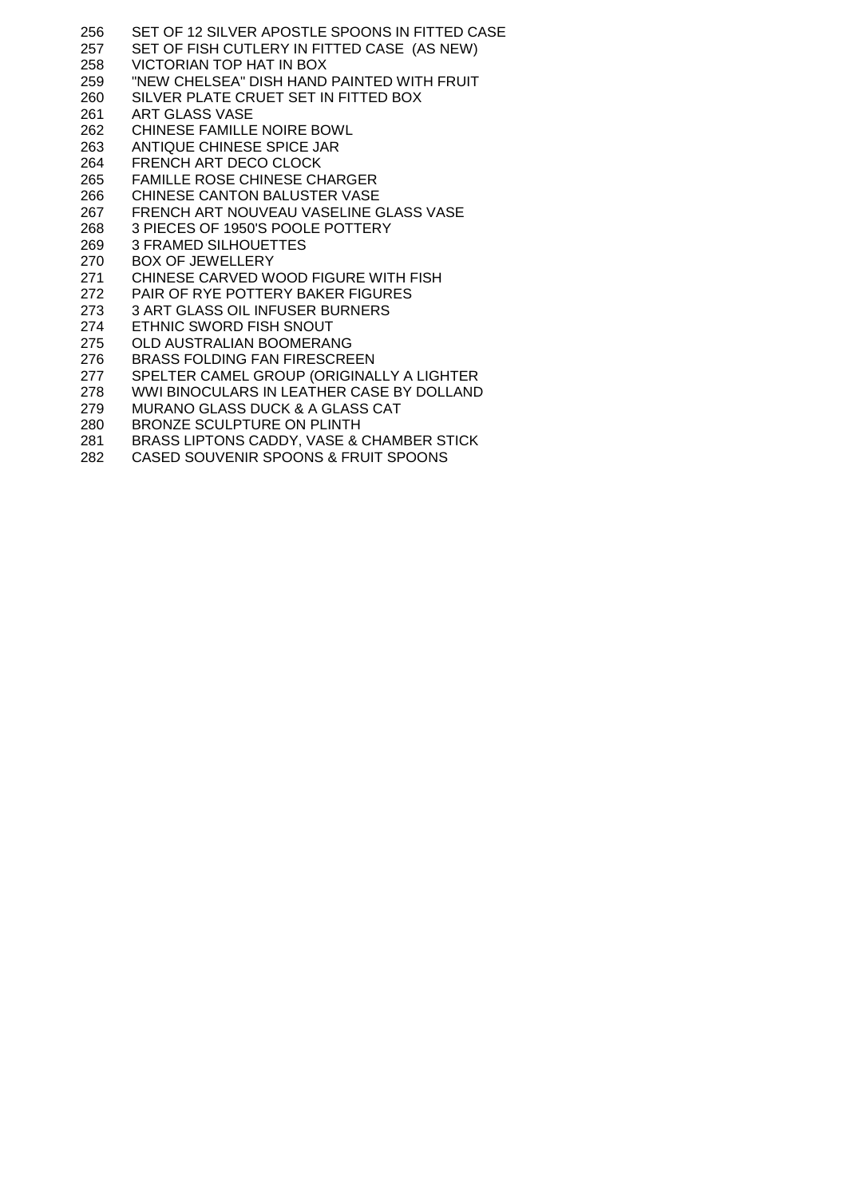| | |
|---|---|
| 256 | SET OF 12 SILVER APOSTLE SPOONS IN FITTED CASE |
| 257 | SET OF FISH CUTLERY IN FITTED CASE (AS NEW) |
| 258 | VICTORIAN TOP HAT IN BOX |
| 259 | "NEW CHELSEA" DISH HAND PAINTED WITH FRUIT |
| 260 | SILVER PLATE CRUET SET IN FITTED BOX |
| 261 | ART GLASS VASE |
| 262 | CHINESE FAMILLE NOIRE BOWL |
| 263 | ANTIQUE CHINESE SPICE JAR |
| 264 | FRENCH ART DECO CLOCK |
| 265 | FAMILLE ROSE CHINESE CHARGER |
| 266 | CHINESE CANTON BALUSTER VASE |
| 267 | FRENCH ART NOUVEAU VASELINE GLASS VASE |
| 268 | 3 PIECES OF 1950'S POOLE POTTERY |
| 269 | 3 FRAMED SILHOUETTES |
| 270 | BOX OF JEWELLERY |
| 271 | CHINESE CARVED WOOD FIGURE WITH FISH |
| 272 | PAIR OF RYE POTTERY BAKER FIGURES |
| 273 | 3 ART GLASS OIL INFUSER BURNERS |
| 274 | ETHNIC SWORD FISH SNOUT |
| 275 | OLD AUSTRALIAN BOOMERANG |
| 276 | BRASS FOLDING FAN FIRESCREEN |
| 277 | SPELTER CAMEL GROUP (ORIGINALLY A LIGHTER |
| 278 | WWI BINOCULARS IN LEATHER CASE BY DOLLAND |
| 279 | MURANO GLASS DUCK & A GLASS CAT |
| 280 | BRONZE SCULPTURE ON PLINTH |
| 281 | BRASS LIPTONS CADDY, VASE & CHAMBER STICK |
| 282 | CASED SOUVENIR SPOONS & FRUIT SPOONS |